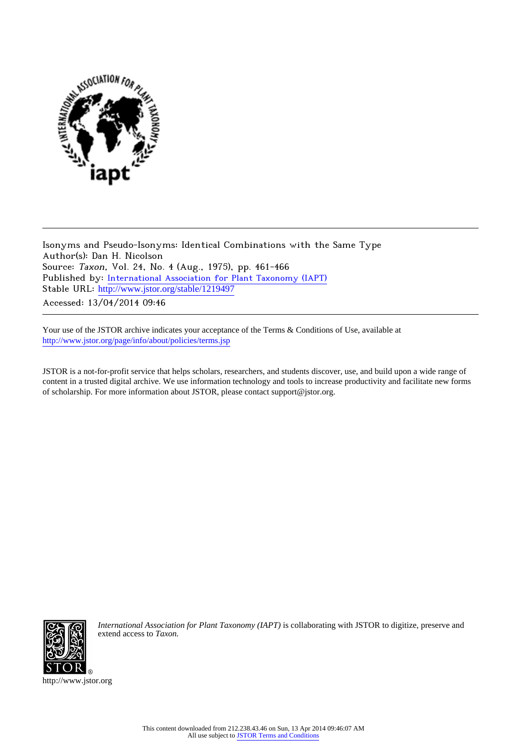Isonyms and Pseudo-Isonyms: Identical Combinations with the Same Type
Author(s): Dan H. Nicolson
Source: *Taxon*, Vol. 24, No. 4 (Aug., 1975), pp. 461-466
Published by: International Association for Plant Taxonomy (IAPT)
Stable URL: http://www.jstor.org/stable/1219497
Accessed: 13/04/2014 09:46

Your use of the JSTOR archive indicates your acceptance of the Terms & Conditions of Use, available at
http://www.jstor.org/page/info/about/policies/terms.jsp

JSTOR is a not-for-profit service that helps scholars, researchers, and students discover, use, and build upon a wide range of content in a trusted digital archive. We use information technology and tools to increase productivity and facilitate new forms of scholarship. For more information about JSTOR, please contact support@jstor.org.

*International Association for Plant Taxonomy (IAPT)* is collaborating with JSTOR to digitize, preserve and extend access to *Taxon.*

http://www.jstor.org

This content downloaded from 212.238.43.46 on Sun, 13 Apr 2014 09:46:07 AM
All use subject to JSTOR Terms and Conditions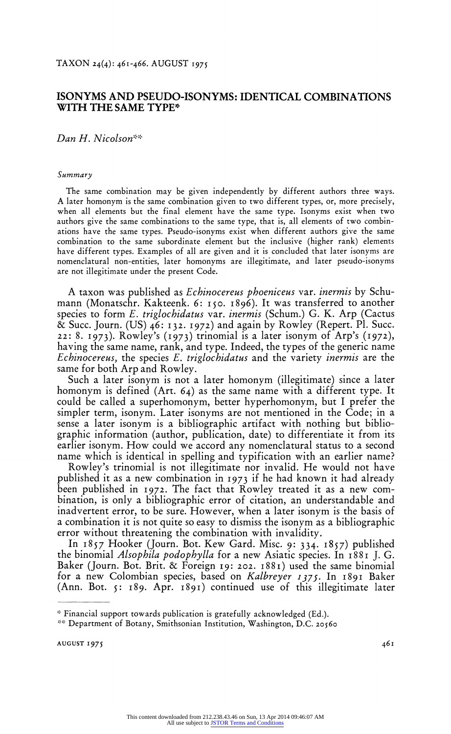TAXON 24(4): 461-466. AUGUST 1975

# ISONYMS AND PSEUDO-ISONYMS: IDENTICAL COMBINATIONS WITH THE SAME TYPE*

*Dan H. Nicolson***

### *Summary*

The same combination may be given independently by different authors three ways. A later homonym is the same combination given to two different types, or, more precisely, when all elements but the final element have the same type. Isonyms exist when two authors give the same combinations to the same type, that is, all elements of two combinations have the same types. Pseudo-isonyms exist when different authors give the same combination to the same subordinate element but the inclusive (higher rank) elements have different types. Examples of all are given and it is concluded that later isonyms are nomenclatural non-entities, later homonyms are illegitimate, and later pseudo-isonyms are not illegitimate under the present Code.

A taxon was published as *Echinocereus phoeniceus* var. *inermis* by Schumann (Monatschr. Kakteenk. 6: 150. 1896). It was transferred to another species to form *E. triglochidatus* var. *inermis* (Schum.) G. K. Arp (Cactus & Succ. Journ. (US) 46: 132. 1972) and again by Rowley (Repert. Pl. Succ. 22: 8. 1973). Rowley's (1973) trinomial is a later isonym of Arp's (1972), having the same name, rank, and type. Indeed, the types of the generic name *Echinocereus*, the species *E. triglochidatus* and the variety *inermis* are the same for both Arp and Rowley.

Such a later isonym is not a later homonym (illegitimate) since a later homonym is defined (Art. 64) as the same name with a different type. It could be called a superhomonym, better hyperhomonym, but I prefer the simpler term, isonym. Later isonyms are not mentioned in the Code; in a sense a later isonym is a bibliographic artifact with nothing but bibliographic information (author, publication, date) to differentiate it from its earlier isonym. How could we accord any nomenclatural status to a second name which is identical in spelling and typification with an earlier name?

Rowley's trinomial is not illegitimate nor invalid. He would not have published it as a new combination in 1973 if he had known it had already been published in 1972. The fact that Rowley treated it as a new combination, is only a bibliographic error of citation, an understandable and inadvertent error, to be sure. However, when a later isonym is the basis of a combination it is not quite so easy to dismiss the isonym as a bibliographic error without threatening the combination with invalidity.

In 1857 Hooker (Journ. Bot. Kew Gard. Misc. 9: 334. 1857) published the binomial *Alsophila podophylla* for a new Asiatic species. In 1881 J. G. Baker (Journ. Bot. Brit. & Foreign 19: 202. 1881) used the same binomial for a new Colombian species, based on *Kalbreyer 1375*. In 1891 Baker (Ann. Bot. 5: 189. Apr. 1891) continued use of this illegitimate later

---

* Financial support towards publication is gratefully acknowledged (Ed.).

** Department of Botany, Smithsonian Institution, Washington, D.C. 20560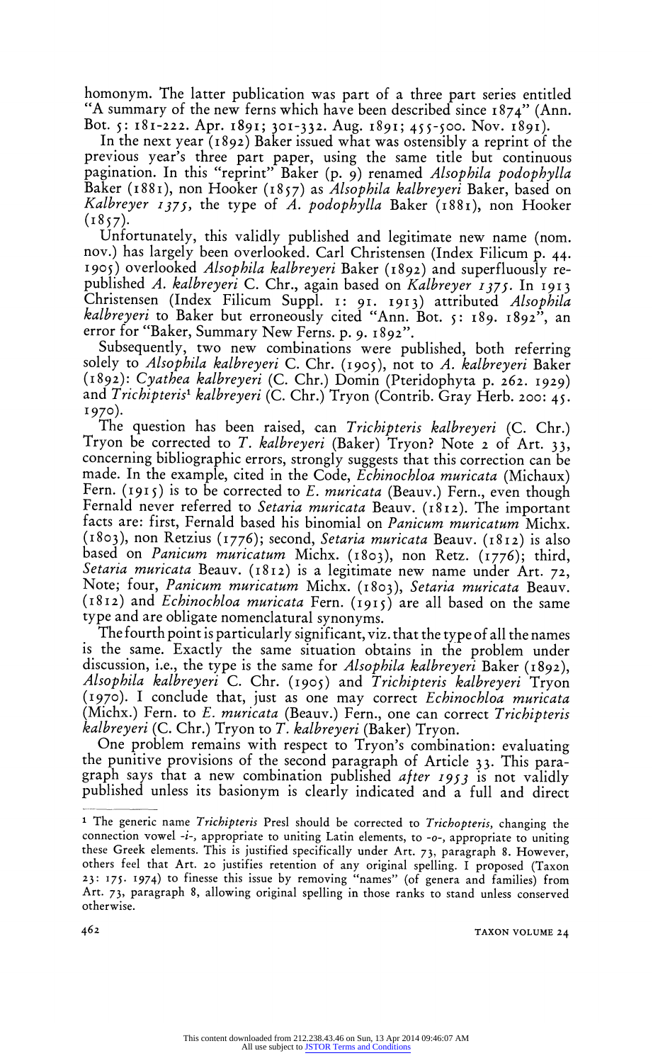homonym. The latter publication was part of a three part series entitled "A summary of the new ferns which have been described since 1874" (Ann. Bot. 5: 181-222. Apr. 1891; 301-332. Aug. 1891; 455-500. Nov. 1891).

In the next year (1892) Baker issued what was ostensibly a reprint of the previous year's three part paper, using the same title but continuous pagination. In this "reprint" Baker (p. 9) renamed *Alsophila podophylla* Baker (1881), non Hooker (1857) as *Alsophila kalbreyeri* Baker, based on *Kalbreyer 1375*, the type of *A. podophylla* Baker (1881), non Hooker (1857).

Unfortunately, this validly published and legitimate new name (nom. nov.) has largely been overlooked. Carl Christensen (Index Filicum p. 44. 1905) overlooked *Alsophila kalbreyeri* Baker (1892) and superfluously republished *A. kalbreyeri* C. Chr., again based on *Kalbreyer 1375*. In 1913 Christensen (Index Filicum Suppl. 1: 91. 1913) attributed *Alsophila kalbreyeri* to Baker but erroneously cited "Ann. Bot. 5: 189. 1892", an error for "Baker, Summary New Ferns. p. 9. 1892".

Subsequently, two new combinations were published, both referring solely to *Alsophila kalbreyeri* C. Chr. (1905), not to *A. kalbreyeri* Baker (1892): *Cyathea kalbreyeri* (C. Chr.) Domin (Pteridophyta p. 262. 1929) and *Trichipteris*[1] *kalbreyeri* (C. Chr.) Tryon (Contrib. Gray Herb. 200: 45. 1970).

The question has been raised, can *Trichipteris kalbreyeri* (C. Chr.) Tryon be corrected to *T. kalbreyeri* (Baker) Tryon? Note 2 of Art. 33, concerning bibliographic errors, strongly suggests that this correction can be made. In the example, cited in the Code, *Echinochloa muricata* (Michaux) Fern. (1915) is to be corrected to *E. muricata* (Beauv.) Fern., even though Fernald never referred to *Setaria muricata* Beauv. (1812). The important facts are: first, Fernald based his binomial on *Panicum muricatum* Michx. (1803), non Retzius (1776); second, *Setaria muricata* Beauv. (1812) is also based on *Panicum muricatum* Michx. (1803), non Retz. (1776); third, *Setaria muricata* Beauv. (1812) is a legitimate new name under Art. 72, Note; four, *Panicum muricatum* Michx. (1803), *Setaria muricata* Beauv. (1812) and *Echinochloa muricata* Fern. (1915) are all based on the same type and are obligate nomenclatural synonyms.

The fourth point is particularly significant, viz. that the type of all the names is the same. Exactly the same situation obtains in the problem under discussion, i.e., the type is the same for *Alsophila kalbreyeri* Baker (1892), *Alsophila kalbreyeri* C. Chr. (1905) and *Trichipteris kalbreyeri* Tryon (1970). I conclude that, just as one may correct *Echinochloa muricata* (Michx.) Fern. to *E. muricata* (Beauv.) Fern., one can correct *Trichipteris kalbreyeri* (C. Chr.) Tryon to *T. kalbreyeri* (Baker) Tryon.

One problem remains with respect to Tryon's combination: evaluating the punitive provisions of the second paragraph of Article 33. This paragraph says that a new combination published *after 1953* is not validly published unless its basionym is clearly indicated and a full and direct

---

[1] The generic name *Trichipteris* Presl should be corrected to *Trichopteris*, changing the connection vowel *-i-*, appropriate to uniting Latin elements, to *-o-*, appropriate to uniting these Greek elements. This is justified specifically under Art. 73, paragraph 8. However, others feel that Art. 20 justifies retention of any original spelling. I proposed (Taxon 23: 175. 1974) to finesse this issue by removing "names" (of genera and families) from Art. 73, paragraph 8, allowing original spelling in those ranks to stand unless conserved otherwise.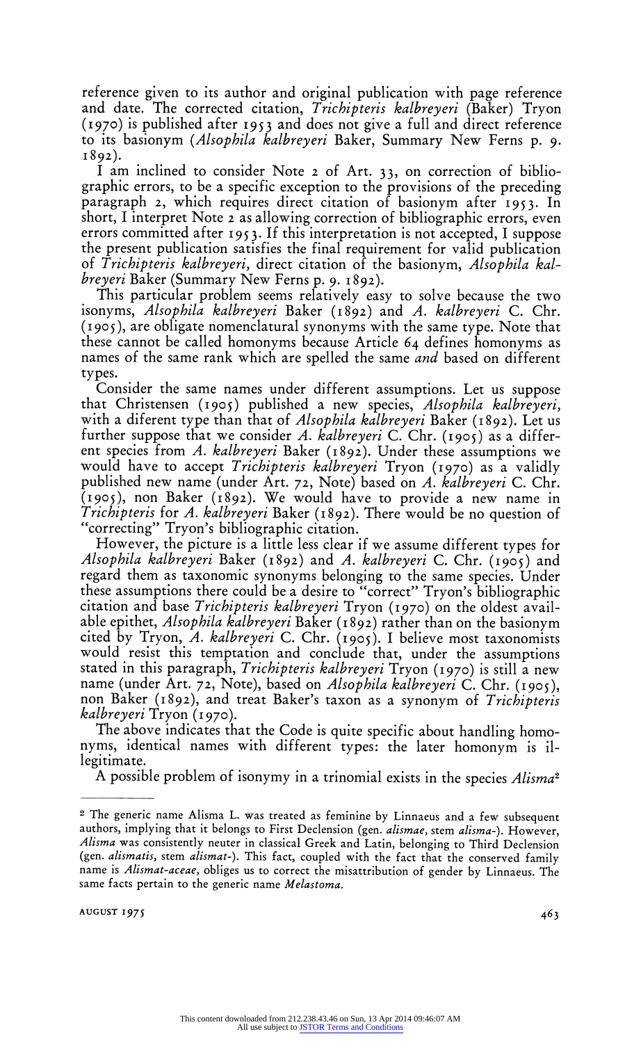reference given to its author and original publication with page reference and date. The corrected citation, *Trichipteris kalbreyeri* (Baker) Tryon (1970) is published after 1953 and does not give a full and direct reference to its basionym (*Alsophila kalbreyeri* Baker, Summary New Ferns p. 9. 1892).

I am inclined to consider Note 2 of Art. 33, on correction of bibliographic errors, to be a specific exception to the provisions of the preceding paragraph 2, which requires direct citation of basionym after 1953. In short, I interpret Note 2 as allowing correction of bibliographic errors, even errors committed after 1953. If this interpretation is not accepted, I suppose the present publication satisfies the final requirement for valid publication of *Trichipteris kalbreyeri*, direct citation of the basionym, *Alsophila kalbreyeri* Baker (Summary New Ferns p. 9. 1892).

This particular problem seems relatively easy to solve because the two isonyms, *Alsophila kalbreyeri* Baker (1892) and *A. kalbreyeri* C. Chr. (1905), are obligate nomenclatural synonyms with the same type. Note that these cannot be called homonyms because Article 64 defines homonyms as names of the same rank which are spelled the same *and* based on different types.

Consider the same names under different assumptions. Let us suppose that Christensen (1905) published a new species, *Alsophila kalbreyeri*, with a diferent type than that of *Alsophila kalbreyeri* Baker (1892). Let us further suppose that we consider *A. kalbreyeri* C. Chr. (1905) as a different species from *A. kalbreyeri* Baker (1892). Under these assumptions we would have to accept *Trichipteris kalbreyeri* Tryon (1970) as a validly published new name (under Art. 72, Note) based on *A. kalbreyeri* C. Chr. (1905), non Baker (1892). We would have to provide a new name in *Trichipteris* for *A. kalbreyeri* Baker (1892). There would be no question of "correcting" Tryon's bibliographic citation.

However, the picture is a little less clear if we assume different types for *Alsophila kalbreyeri* Baker (1892) and *A. kalbreyeri* C. Chr. (1905) and regard them as taxonomic synonyms belonging to the same species. Under these assumptions there could be a desire to "correct" Tryon's bibliographic citation and base *Trichipteris kalbreyeri* Tryon (1970) on the oldest available epithet, *Alsophila kalbreyeri* Baker (1892) rather than on the basionym cited by Tryon, *A. kalbreyeri* C. Chr. (1905). I believe most taxonomists would resist this temptation and conclude that, under the assumptions stated in this paragraph, *Trichipteris kalbreyeri* Tryon (1970) is still a new name (under Art. 72, Note), based on *Alsophila kalbreyeri* C. Chr. (1905), non Baker (1892), and treat Baker's taxon as a synonym of *Trichipteris kalbreyeri* Tryon (1970).

The above indicates that the Code is quite specific about handling homonyms, identical names with different types: the later homonym is illegitimate.

A possible problem of isonymy in a trinomial exists in the species *Alisma*[2]

---

[2] The generic name Alisma L. was treated as feminine by Linnaeus and a few subsequent authors, implying that it belongs to First Declension (gen. *alismae*, stem *alisma-*). However, *Alisma* was consistently neuter in classical Greek and Latin, belonging to Third Declension (gen. *alismatis*, stem *alismat-*). This fact, coupled with the fact that the conserved family name is *Alismat-aceae*, obliges us to correct the misattribution of gender by Linnaeus. The same facts pertain to the generic name *Melastoma*.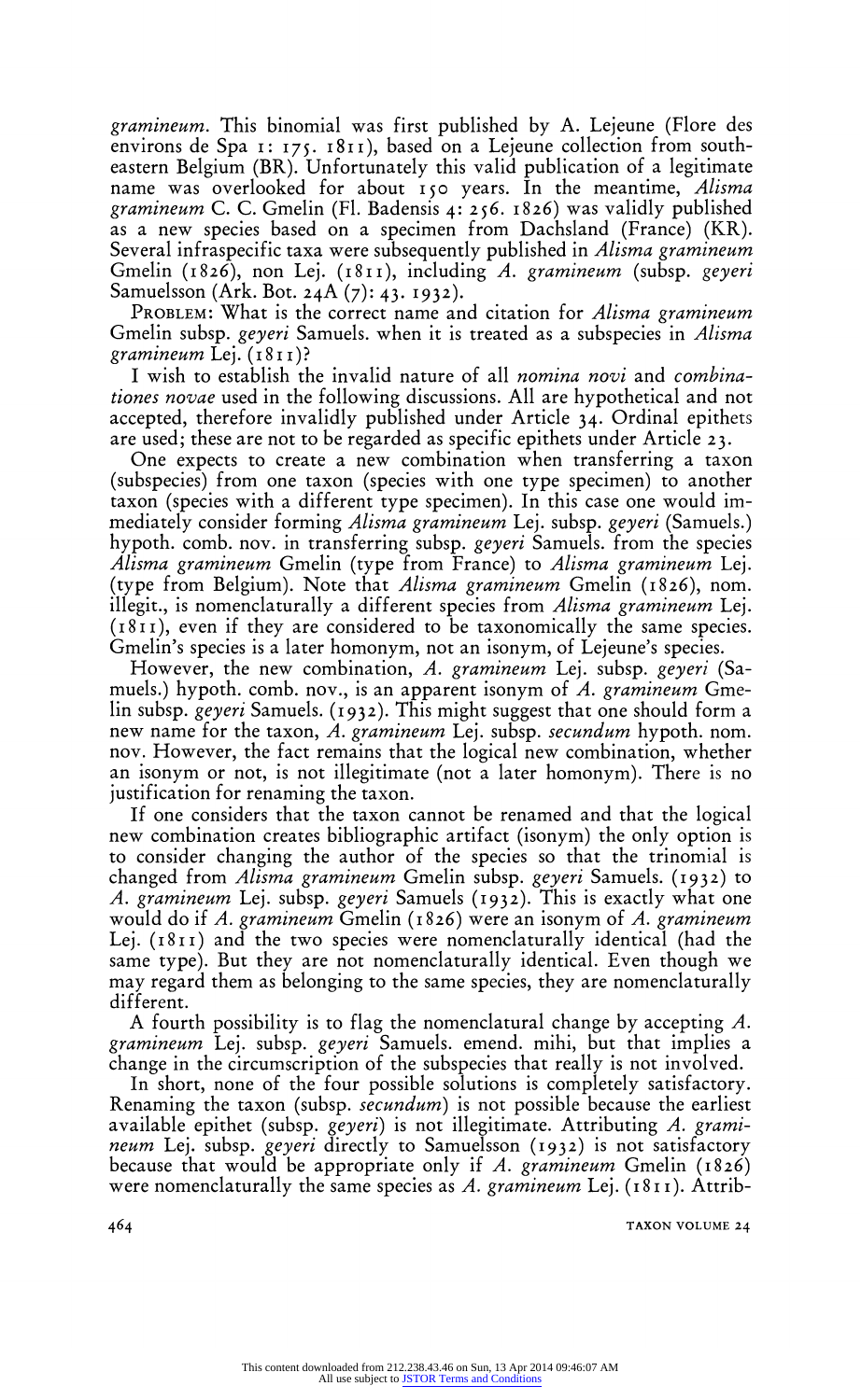*gramineum*. This binomial was first published by A. Lejeune (Flore des environs de Spa 1: 175. 1811), based on a Lejeune collection from southeastern Belgium (BR). Unfortunately this valid publication of a legitimate name was overlooked for about 150 years. In the meantime, *Alisma gramineum* C. C. Gmelin (Fl. Badensis 4: 256. 1826) was validly published as a new species based on a specimen from Dachsland (France) (KR). Several infraspecific taxa were subsequently published in *Alisma gramineum* Gmelin (1826), non Lej. (1811), including *A. gramineum* (subsp. *geyeri* Samuelsson (Ark. Bot. 24A (7): 43. 1932).

PROBLEM: What is the correct name and citation for *Alisma gramineum* Gmelin subsp. *geyeri* Samuels. when it is treated as a subspecies in *Alisma gramineum* Lej. (1811)?

I wish to establish the invalid nature of all *nomina novi* and *combinationes novae* used in the following discussions. All are hypothetical and not accepted, therefore invalidly published under Article 34. Ordinal epithets are used; these are not to be regarded as specific epithets under Article 23.

One expects to create a new combination when transferring a taxon (subspecies) from one taxon (species with one type specimen) to another taxon (species with a different type specimen). In this case one would immediately consider forming *Alisma gramineum* Lej. subsp. *geyeri* (Samuels.) hypoth. comb. nov. in transferring subsp. *geyeri* Samuels. from the species *Alisma gramineum* Gmelin (type from France) to *Alisma gramineum* Lej. (type from Belgium). Note that *Alisma gramineum* Gmelin (1826), nom. illegit., is nomenclaturally a different species from *Alisma gramineum* Lej. (1811), even if they are considered to be taxonomically the same species. Gmelin's species is a later homonym, not an isonym, of Lejeune's species.

However, the new combination, *A. gramineum* Lej. subsp. *geyeri* (Samuels.) hypoth. comb. nov., is an apparent isonym of *A. gramineum* Gmelin subsp. *geyeri* Samuels. (1932). This might suggest that one should form a new name for the taxon, *A. gramineum* Lej. subsp. *secundum* hypoth. nom. nov. However, the fact remains that the logical new combination, whether an isonym or not, is not illegitimate (not a later homonym). There is no justification for renaming the taxon.

If one considers that the taxon cannot be renamed and that the logical new combination creates bibliographic artifact (isonym) the only option is to consider changing the author of the species so that the trinomial is changed from *Alisma gramineum* Gmelin subsp. *geyeri* Samuels. (1932) to *A. gramineum* Lej. subsp. *geyeri* Samuels (1932). This is exactly what one would do if *A. gramineum* Gmelin (1826) were an isonym of *A. gramineum* Lej. (1811) and the two species were nomenclaturally identical (had the same type). But they are not nomenclaturally identical. Even though we may regard them as belonging to the same species, they are nomenclaturally different.

A fourth possibility is to flag the nomenclatural change by accepting *A. gramineum* Lej. subsp. *geyeri* Samuels. emend. mihi, but that implies a change in the circumscription of the subspecies that really is not involved.

In short, none of the four possible solutions is completely satisfactory. Renaming the taxon (subsp. *secundum*) is not possible because the earliest available epithet (subsp. *geyeri*) is not illegitimate. Attributing *A. gramineum* Lej. subsp. *geyeri* directly to Samuelsson (1932) is not satisfactory because that would be appropriate only if *A. gramineum* Gmelin (1826) were nomenclaturally the same species as *A. gramineum* Lej. (1811). Attrib-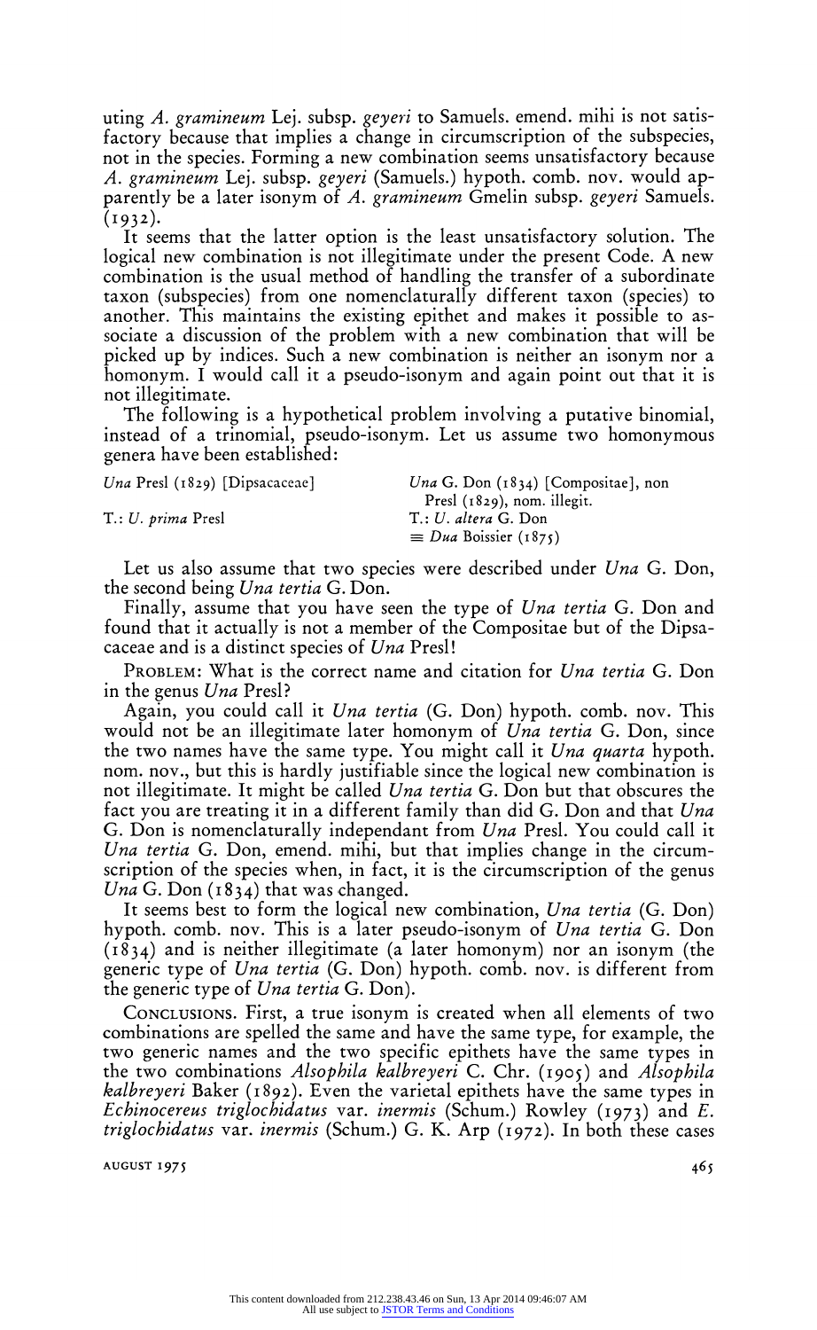uting *A. gramineum* Lej. subsp. *geyeri* to Samuels. emend. mihi is not satisfactory because that implies a change in circumscription of the subspecies, not in the species. Forming a new combination seems unsatisfactory because *A. gramineum* Lej. subsp. *geyeri* (Samuels.) hypoth. comb. nov. would apparently be a later isonym of *A. gramineum* Gmelin subsp. *geyeri* Samuels. (1932).

It seems that the latter option is the least unsatisfactory solution. The logical new combination is not illegitimate under the present Code. A new combination is the usual method of handling the transfer of a subordinate taxon (subspecies) from one nomenclaturally different taxon (species) to another. This maintains the existing epithet and makes it possible to associate a discussion of the problem with a new combination that will be picked up by indices. Such a new combination is neither an isonym nor a homonym. I would call it a pseudo-isonym and again point out that it is not illegitimate.

The following is a hypothetical problem involving a putative binomial, instead of a trinomial, pseudo-isonym. Let us assume two homonymous genera have been established:

| | |
|---|---|
| *Una* Presl (1829) [Dipsacaceae] | *Una* G. Don (1834) [Compositae], non Presl (1829), nom. illegit. |
| T.: *U. prima* Presl | T.: *U. altera* G. Don |
| | ≡ *Dua* Boissier (1875) |

Let us also assume that two species were described under *Una* G. Don, the second being *Una tertia* G. Don.

Finally, assume that you have seen the type of *Una tertia* G. Don and found that it actually is not a member of the Compositae but of the Dipsacaceae and is a distinct species of *Una* Presl!

PROBLEM: What is the correct name and citation for *Una tertia* G. Don in the genus *Una* Presl?

Again, you could call it *Una tertia* (G. Don) hypoth. comb. nov. This would not be an illegitimate later homonym of *Una tertia* G. Don, since the two names have the same type. You might call it *Una quarta* hypoth. nom. nov., but this is hardly justifiable since the logical new combination is not illegitimate. It might be called *Una tertia* G. Don but that obscures the fact you are treating it in a different family than did G. Don and that *Una* G. Don is nomenclaturally independant from *Una* Presl. You could call it *Una tertia* G. Don, emend. mihi, but that implies change in the circumscription of the species when, in fact, it is the circumscription of the genus *Una* G. Don (1834) that was changed.

It seems best to form the logical new combination, *Una tertia* (G. Don) hypoth. comb. nov. This is a later pseudo-isonym of *Una tertia* G. Don (1834) and is neither illegitimate (a later homonym) nor an isonym (the generic type of *Una tertia* (G. Don) hypoth. comb. nov. is different from the generic type of *Una tertia* G. Don).

CONCLUSIONS. First, a true isonym is created when all elements of two combinations are spelled the same and have the same type, for example, the two generic names and the two specific epithets have the same types in the two combinations *Alsophila kalbreyeri* C. Chr. (1905) and *Alsophila kalbreyeri* Baker (1892). Even the varietal epithets have the same types in *Echinocereus triglochidatus* var. *inermis* (Schum.) Rowley (1973) and *E. triglochidatus* var. *inermis* (Schum.) G. K. Arp (1972). In both these cases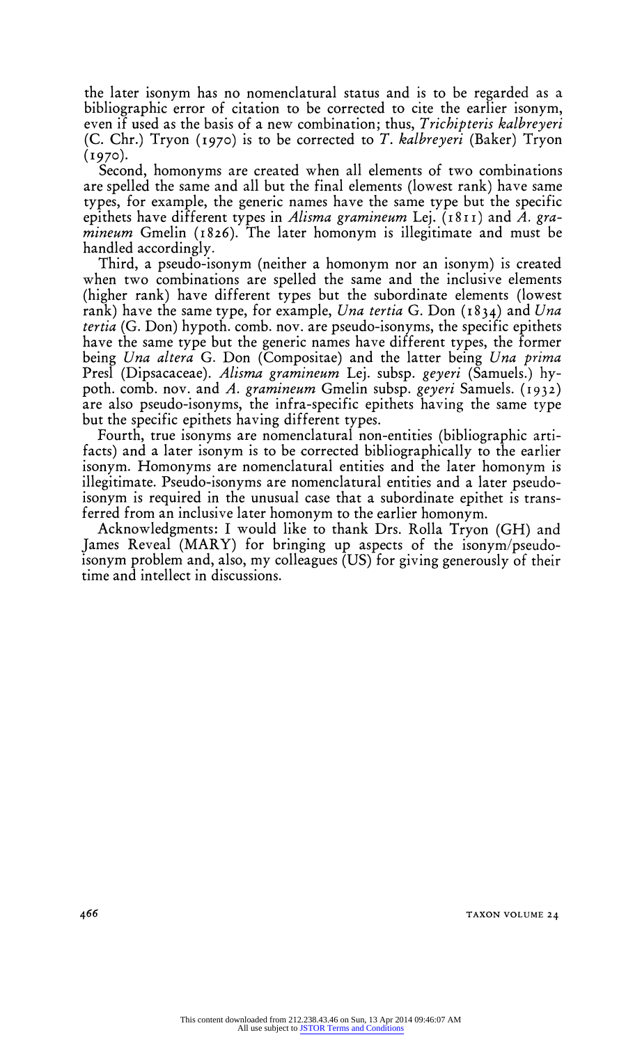the later isonym has no nomenclatural status and is to be regarded as a bibliographic error of citation to be corrected to cite the earlier isonym, even if used as the basis of a new combination; thus, *Trichipteris kalbreyeri* (C. Chr.) Tryon (1970) is to be corrected to *T. kalbreyeri* (Baker) Tryon (1970).

Second, homonyms are created when all elements of two combinations are spelled the same and all but the final elements (lowest rank) have same types, for example, the generic names have the same type but the specific epithets have different types in *Alisma gramineum* Lej. (1811) and *A. gramineum* Gmelin (1826). The later homonym is illegitimate and must be handled accordingly.

Third, a pseudo-isonym (neither a homonym nor an isonym) is created when two combinations are spelled the same and the inclusive elements (higher rank) have different types but the subordinate elements (lowest rank) have the same type, for example, *Una tertia* G. Don (1834) and *Una tertia* (G. Don) hypoth. comb. nov. are pseudo-isonyms, the specific epithets have the same type but the generic names have different types, the former being *Una altera* G. Don (Compositae) and the latter being *Una prima* Presl (Dipsacaceae). *Alisma gramineum* Lej. subsp. *geyeri* (Samuels.) hypoth. comb. nov. and *A. gramineum* Gmelin subsp. *geyeri* Samuels. (1932) are also pseudo-isonyms, the infra-specific epithets having the same type but the specific epithets having different types.

Fourth, true isonyms are nomenclatural non-entities (bibliographic artifacts) and a later isonym is to be corrected bibliographically to the earlier isonym. Homonyms are nomenclatural entities and the later homonym is illegitimate. Pseudo-isonyms are nomenclatural entities and a later pseudo-isonym is required in the unusual case that a subordinate epithet is transferred from an inclusive later homonym to the earlier homonym.

Acknowledgments: I would like to thank Drs. Rolla Tryon (GH) and James Reveal (MARY) for bringing up aspects of the isonym/pseudo-isonym problem and, also, my colleagues (US) for giving generously of their time and intellect in discussions.